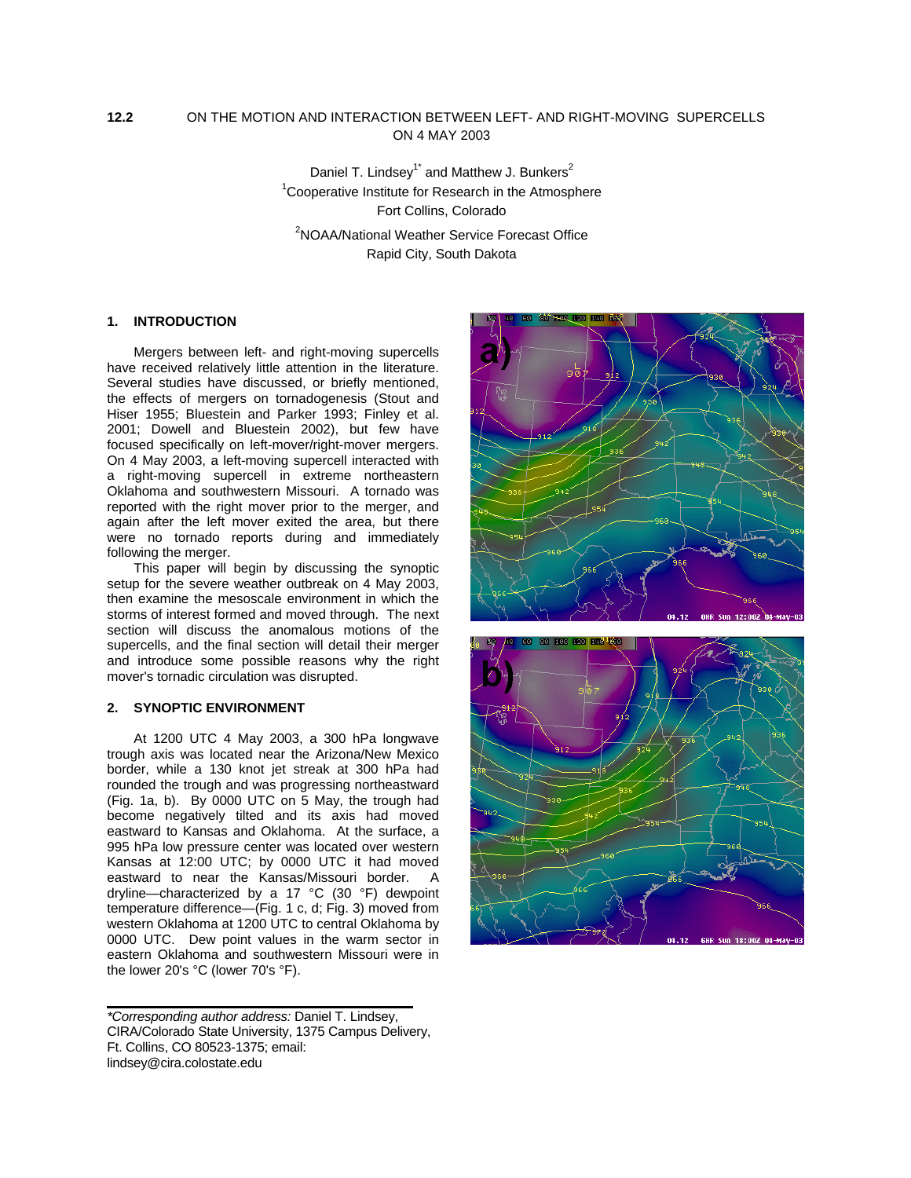**12.2** ON THE MOTION AND INTERACTION BETWEEN LEFT- AND RIGHT-MOVING SUPERCELLS ON 4 MAY 2003

Daniel T. Lindsey[1*] and Matthew J. Bunkers[2]

[1]Cooperative Institute for Research in the Atmosphere
Fort Collins, Colorado

[2]NOAA/National Weather Service Forecast Office
Rapid City, South Dakota

## 1. INTRODUCTION

Mergers between left- and right-moving supercells have received relatively little attention in the literature. Several studies have discussed, or briefly mentioned, the effects of mergers on tornadogenesis (Stout and Hiser 1955; Bluestein and Parker 1993; Finley et al. 2001; Dowell and Bluestein 2002), but few have focused specifically on left-mover/right-mover mergers. On 4 May 2003, a left-moving supercell interacted with a right-moving supercell in extreme northeastern Oklahoma and southwestern Missouri. A tornado was reported with the right mover prior to the merger, and again after the left mover exited the area, but there were no tornado reports during and immediately following the merger.

This paper will begin by discussing the synoptic setup for the severe weather outbreak on 4 May 2003, then examine the mesoscale environment in which the storms of interest formed and moved through. The next section will discuss the anomalous motions of the supercells, and the final section will detail their merger and introduce some possible reasons why the right mover's tornadic circulation was disrupted.

## 2. SYNOPTIC ENVIRONMENT

At 1200 UTC 4 May 2003, a 300 hPa longwave trough axis was located near the Arizona/New Mexico border, while a 130 knot jet streak at 300 hPa had rounded the trough and was progressing northeastward (Fig. 1a, b). By 0000 UTC on 5 May, the trough had become negatively tilted and its axis had moved eastward to Kansas and Oklahoma. At the surface, a 995 hPa low pressure center was located over western Kansas at 12:00 UTC; by 0000 UTC it had moved eastward to near the Kansas/Missouri border. A dryline—characterized by a 17 °C (30 °F) dewpoint temperature difference—(Fig. 1 c, d; Fig. 3) moved from western Oklahoma at 1200 UTC to central Oklahoma by 0000 UTC. Dew point values in the warm sector in eastern Oklahoma and southwestern Missouri were in the lower 20's °C (lower 70's °F).

---

*\*Corresponding author address:* Daniel T. Lindsey, CIRA/Colorado State University, 1375 Campus Delivery, Ft. Collins, CO 80523-1375; email: lindsey@cira.colostate.edu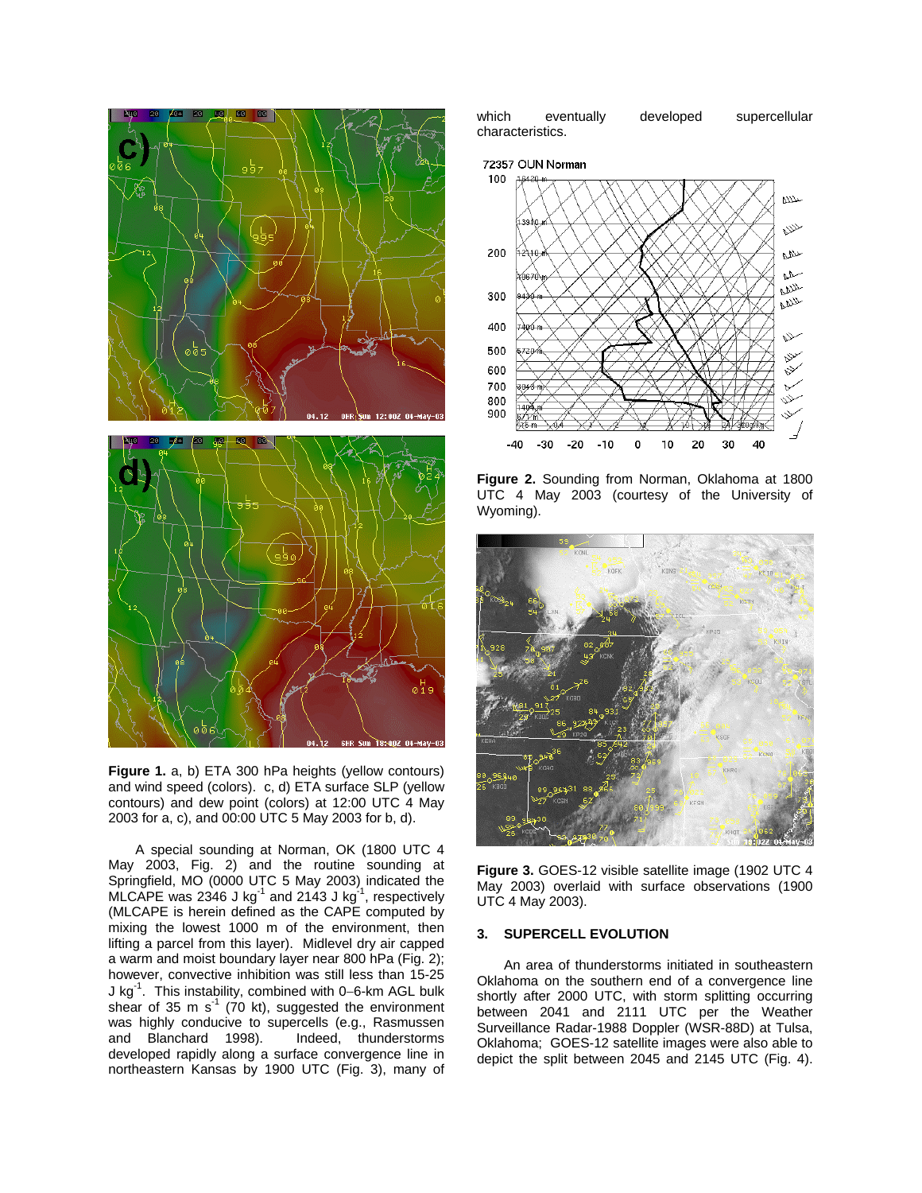**Figure 1.** a, b) ETA 300 hPa heights (yellow contours) and wind speed (colors). c, d) ETA surface SLP (yellow contours) and dew point (colors) at 12:00 UTC 4 May 2003 for a, c), and 00:00 UTC 5 May 2003 for b, d).

A special sounding at Norman, OK (1800 UTC 4 May 2003, Fig. 2) and the routine sounding at Springfield, MO (0000 UTC 5 May 2003) indicated the MLCAPE was 2346 J kg$^{-1}$ and 2143 J kg$^{-1}$, respectively (MLCAPE is herein defined as the CAPE computed by mixing the lowest 1000 m of the environment, then lifting a parcel from this layer). Midlevel dry air capped a warm and moist boundary layer near 800 hPa (Fig. 2); however, convective inhibition was still less than 15-25 J kg$^{-1}$. This instability, combined with 0–6-km AGL bulk shear of 35 m s$^{-1}$ (70 kt), suggested the environment was highly conducive to supercells (e.g., Rasmussen and Blanchard 1998). Indeed, thunderstorms developed rapidly along a surface convergence line in northeastern Kansas by 1900 UTC (Fig. 3), many of which eventually developed supercellular characteristics.

**Figure 2.** Sounding from Norman, Oklahoma at 1800 UTC 4 May 2003 (courtesy of the University of Wyoming).

**Figure 3.** GOES-12 visible satellite image (1902 UTC 4 May 2003) overlaid with surface observations (1900 UTC 4 May 2003).

## 3. SUPERCELL EVOLUTION

An area of thunderstorms initiated in southeastern Oklahoma on the southern end of a convergence line shortly after 2000 UTC, with storm splitting occurring between 2041 and 2111 UTC per the Weather Surveillance Radar-1988 Doppler (WSR-88D) at Tulsa, Oklahoma; GOES-12 satellite images were also able to depict the split between 2045 and 2145 UTC (Fig. 4).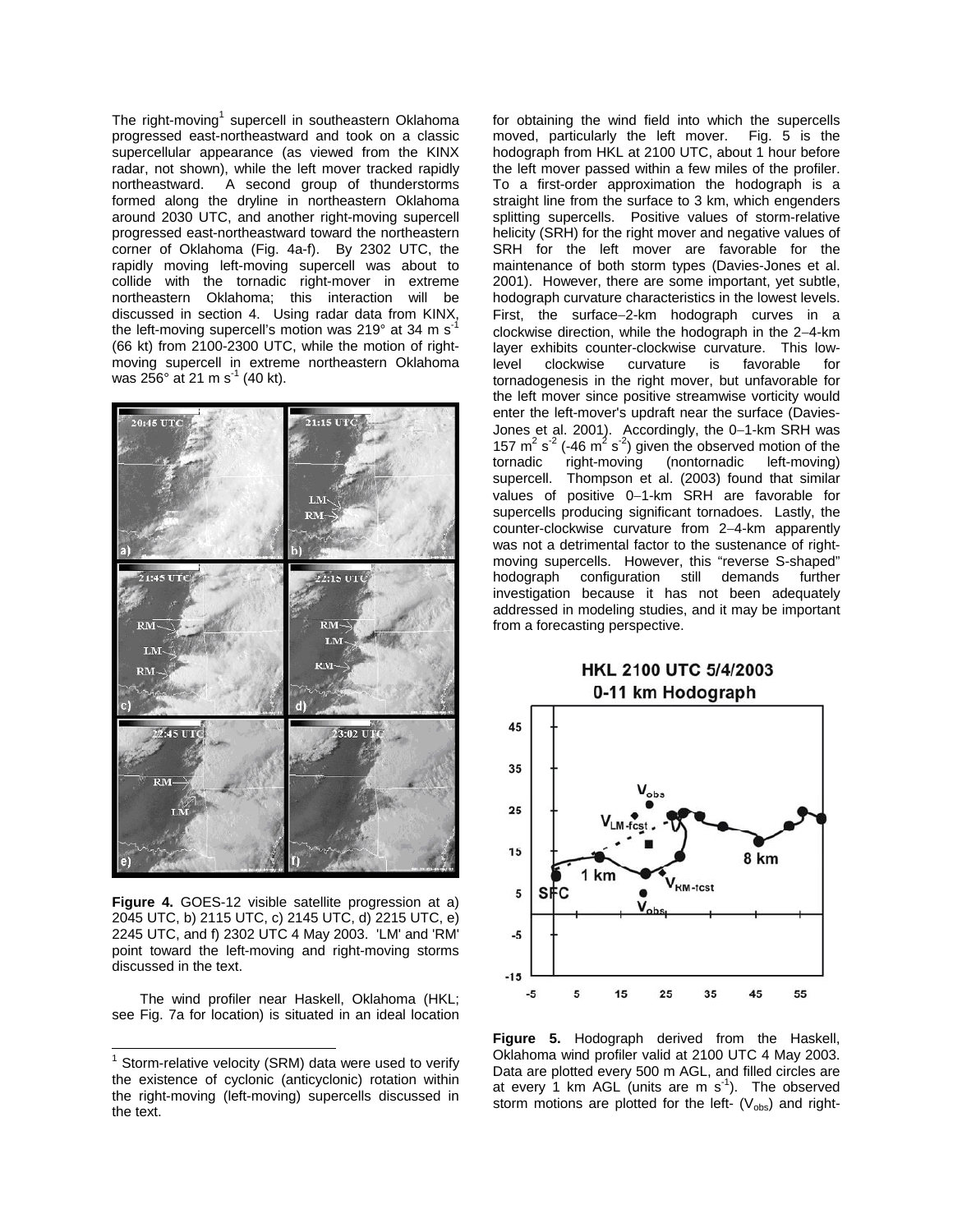The right-moving[1] supercell in southeastern Oklahoma progressed east-northeastward and took on a classic supercellular appearance (as viewed from the KINX radar, not shown), while the left mover tracked rapidly northeastward. A second group of thunderstorms formed along the dryline in northeastern Oklahoma around 2030 UTC, and another right-moving supercell progressed east-northeastward toward the northeastern corner of Oklahoma (Fig. 4a-f). By 2302 UTC, the rapidly moving left-moving supercell was about to collide with the tornadic right-mover in extreme northeastern Oklahoma; this interaction will be discussed in section 4. Using radar data from KINX, the left-moving supercell's motion was 219° at 34 m $s^{-1}$ (66 kt) from 2100-2300 UTC, while the motion of right-moving supercell in extreme northeastern Oklahoma was 256° at 21 m $s^{-1}$ (40 kt).

**Figure 4.** GOES-12 visible satellite progression at a) 2045 UTC, b) 2115 UTC, c) 2145 UTC, d) 2215 UTC, e) 2245 UTC, and f) 2302 UTC 4 May 2003. 'LM' and 'RM' point toward the left-moving and right-moving storms discussed in the text.

The wind profiler near Haskell, Oklahoma (HKL; see Fig. 7a for location) is situated in an ideal location for obtaining the wind field into which the supercells moved, particularly the left mover. Fig. 5 is the hodograph from HKL at 2100 UTC, about 1 hour before the left mover passed within a few miles of the profiler. To a first-order approximation the hodograph is a straight line from the surface to 3 km, which engenders splitting supercells. Positive values of storm-relative helicity (SRH) for the right mover and negative values of SRH for the left mover are favorable for the maintenance of both storm types (Davies-Jones et al. 2001). However, there are some important, yet subtle, hodograph curvature characteristics in the lowest levels. First, the surface–2-km hodograph curves in a clockwise direction, while the hodograph in the 2–4-km layer exhibits counter-clockwise curvature. This low-level clockwise curvature is favorable for tornadogenesis in the right mover, but unfavorable for the left mover since positive streamwise vorticity would enter the left-mover's updraft near the surface (Davies-Jones et al. 2001). Accordingly, the 0–1-km SRH was 157 $m^2 s^{-2}$ (-46 $m^2 s^{-2}$) given the observed motion of the tornadic right-moving (nontornadic left-moving) supercell. Thompson et al. (2003) found that similar values of positive 0–1-km SRH are favorable for supercells producing significant tornadoes. Lastly, the counter-clockwise curvature from 2–4-km apparently was not a detrimental factor to the sustenance of right-moving supercells. However, this "reverse S-shaped" hodograph configuration still demands further investigation because it has not been adequately addressed in modeling studies, and it may be important from a forecasting perspective.

**Figure 5.** Hodograph derived from the Haskell, Oklahoma wind profiler valid at 2100 UTC 4 May 2003. Data are plotted every 500 m AGL, and filled circles are at every 1 km AGL (units are m $s^{-1}$). The observed storm motions are plotted for the left- ($V_{obs}$) and right-

[1] Storm-relative velocity (SRM) data were used to verify the existence of cyclonic (anticyclonic) rotation within the right-moving (left-moving) supercells discussed in the text.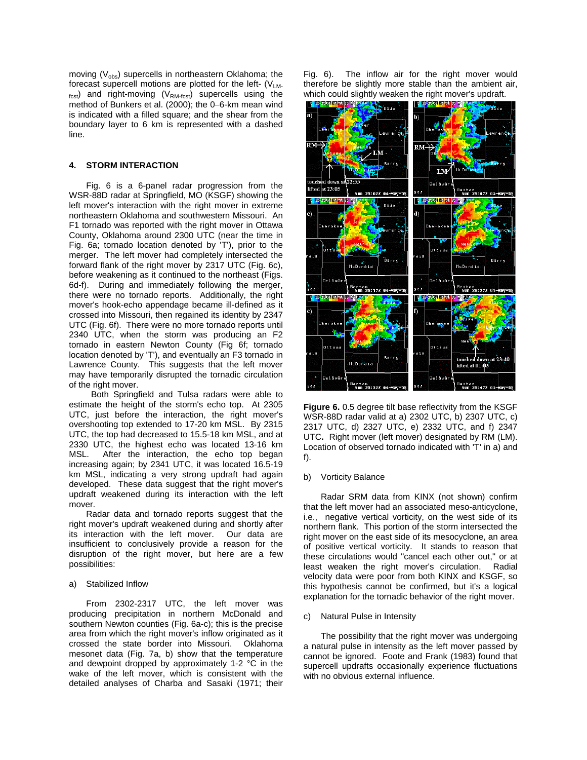moving ($V_{obs}$) supercells in northeastern Oklahoma; the forecast supercell motions are plotted for the left- ($V_{LM-fcst}$) and right-moving ($V_{RM-fcst}$) supercells using the method of Bunkers et al. (2000); the 0–6-km mean wind is indicated with a filled square; and the shear from the boundary layer to 6 km is represented with a dashed line.

## 4. STORM INTERACTION

Fig. 6 is a 6-panel radar progression from the WSR-88D radar at Springfield, MO (KSGF) showing the left mover's interaction with the right mover in extreme northeastern Oklahoma and southwestern Missouri. An F1 tornado was reported with the right mover in Ottawa County, Oklahoma around 2300 UTC (near the time in Fig. 6a; tornado location denoted by 'T'), prior to the merger. The left mover had completely intersected the forward flank of the right mover by 2317 UTC (Fig. 6c), before weakening as it continued to the northeast (Figs. 6d-f). During and immediately following the merger, there were no tornado reports. Additionally, the right mover's hook-echo appendage became ill-defined as it crossed into Missouri, then regained its identity by 2347 UTC (Fig. 6f). There were no more tornado reports until 2340 UTC, when the storm was producing an F2 tornado in eastern Newton County (Fig 6f; tornado location denoted by 'T'), and eventually an F3 tornado in Lawrence County. This suggests that the left mover may have temporarily disrupted the tornadic circulation of the right mover.

Both Springfield and Tulsa radars were able to estimate the height of the storm's echo top. At 2305 UTC, just before the interaction, the right mover's overshooting top extended to 17-20 km MSL. By 2315 UTC, the top had decreased to 15.5-18 km MSL, and at 2330 UTC, the highest echo was located 13-16 km MSL. After the interaction, the echo top began increasing again; by 2341 UTC, it was located 16.5-19 km MSL, indicating a very strong updraft had again developed. These data suggest that the right mover's updraft weakened during its interaction with the left mover.

Radar data and tornado reports suggest that the right mover's updraft weakened during and shortly after its interaction with the left mover. Our data are insufficient to conclusively provide a reason for the disruption of the right mover, but here are a few possibilities:

### a) Stabilized Inflow

From 2302-2317 UTC, the left mover was producing precipitation in northern McDonald and southern Newton counties (Fig. 6a-c); this is the precise area from which the right mover's inflow originated as it crossed the state border into Missouri. Oklahoma mesonet data (Fig. 7a, b) show that the temperature and dewpoint dropped by approximately 1-2 °C in the wake of the left mover, which is consistent with the detailed analyses of Charba and Sasaki (1971; their Fig. 6). The inflow air for the right mover would therefore be slightly more stable than the ambient air, which could slightly weaken the right mover's updraft.

**Figure 6.** 0.5 degree tilt base reflectivity from the KSGF WSR-88D radar valid at a) 2302 UTC, b) 2307 UTC, c) 2317 UTC, d) 2327 UTC, e) 2332 UTC, and f) 2347 UTC**.** Right mover (left mover) designated by RM (LM). Location of observed tornado indicated with 'T' in a) and f).

### b) Vorticity Balance

Radar SRM data from KINX (not shown) confirm that the left mover had an associated meso-anticyclone, i.e., negative vertical vorticity, on the west side of its northern flank. This portion of the storm intersected the right mover on the east side of its mesocyclone, an area of positive vertical vorticity. It stands to reason that these circulations would "cancel each other out," or at least weaken the right mover's circulation. Radial velocity data were poor from both KINX and KSGF, so this hypothesis cannot be confirmed, but it's a logical explanation for the tornadic behavior of the right mover.

### c) Natural Pulse in Intensity

The possibility that the right mover was undergoing a natural pulse in intensity as the left mover passed by cannot be ignored. Foote and Frank (1983) found that supercell updrafts occasionally experience fluctuations with no obvious external influence.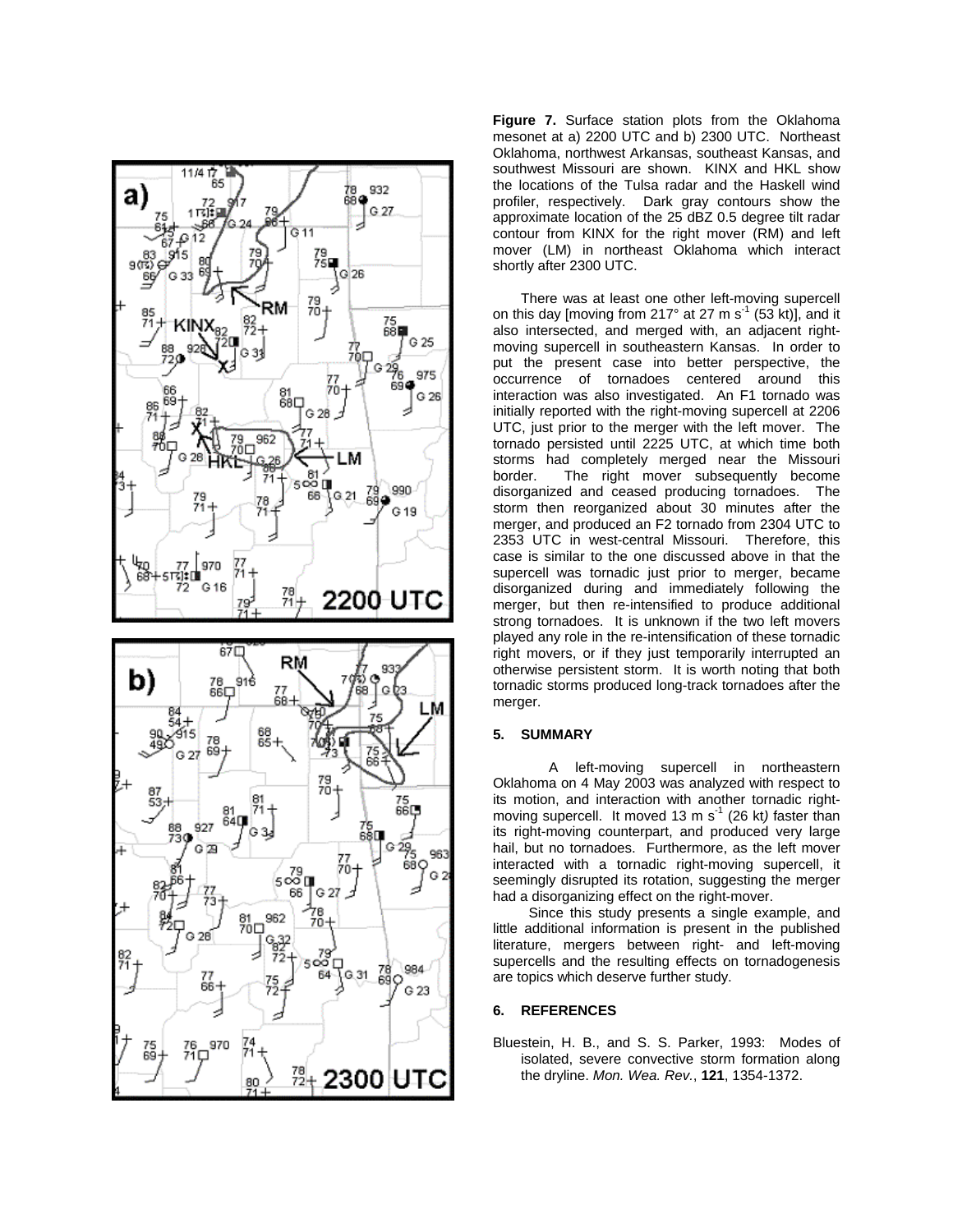**Figure 7.** Surface station plots from the Oklahoma mesonet at a) 2200 UTC and b) 2300 UTC. Northeast Oklahoma, northwest Arkansas, southeast Kansas, and southwest Missouri are shown. KINX and HKL show the locations of the Tulsa radar and the Haskell wind profiler, respectively. Dark gray contours show the approximate location of the 25 dBZ 0.5 degree tilt radar contour from KINX for the right mover (RM) and left mover (LM) in northeast Oklahoma which interact shortly after 2300 UTC.

There was at least one other left-moving supercell on this day [moving from 217° at 27 m s$^{-1}$ (53 kt)], and it also intersected, and merged with, an adjacent right-moving supercell in southeastern Kansas. In order to put the present case into better perspective, the occurrence of tornadoes centered around this interaction was also investigated. An F1 tornado was initially reported with the right-moving supercell at 2206 UTC, just prior to the merger with the left mover. The tornado persisted until 2225 UTC, at which time both storms had completely merged near the Missouri border. The right mover subsequently become disorganized and ceased producing tornadoes. The storm then reorganized about 30 minutes after the merger, and produced an F2 tornado from 2304 UTC to 2353 UTC in west-central Missouri. Therefore, this case is similar to the one discussed above in that the supercell was tornadic just prior to merger, became disorganized during and immediately following the merger, but then re-intensified to produce additional strong tornadoes. It is unknown if the two left movers played any role in the re-intensification of these tornadic right movers, or if they just temporarily interrupted an otherwise persistent storm. It is worth noting that both tornadic storms produced long-track tornadoes after the merger.

## 5. SUMMARY

A left-moving supercell in northeastern Oklahoma on 4 May 2003 was analyzed with respect to its motion, and interaction with another tornadic right-moving supercell. It moved 13 m s$^{-1}$ (26 kt) faster than its right-moving counterpart, and produced very large hail, but no tornadoes. Furthermore, as the left mover interacted with a tornadic right-moving supercell, it seemingly disrupted its rotation, suggesting the merger had a disorganizing effect on the right-mover.

Since this study presents a single example, and little additional information is present in the published literature, mergers between right- and left-moving supercells and the resulting effects on tornadogenesis are topics which deserve further study.

## 6. REFERENCES

Bluestein, H. B., and S. S. Parker, 1993: Modes of isolated, severe convective storm formation along the dryline. *Mon. Wea. Rev.*, **121**, 1354-1372.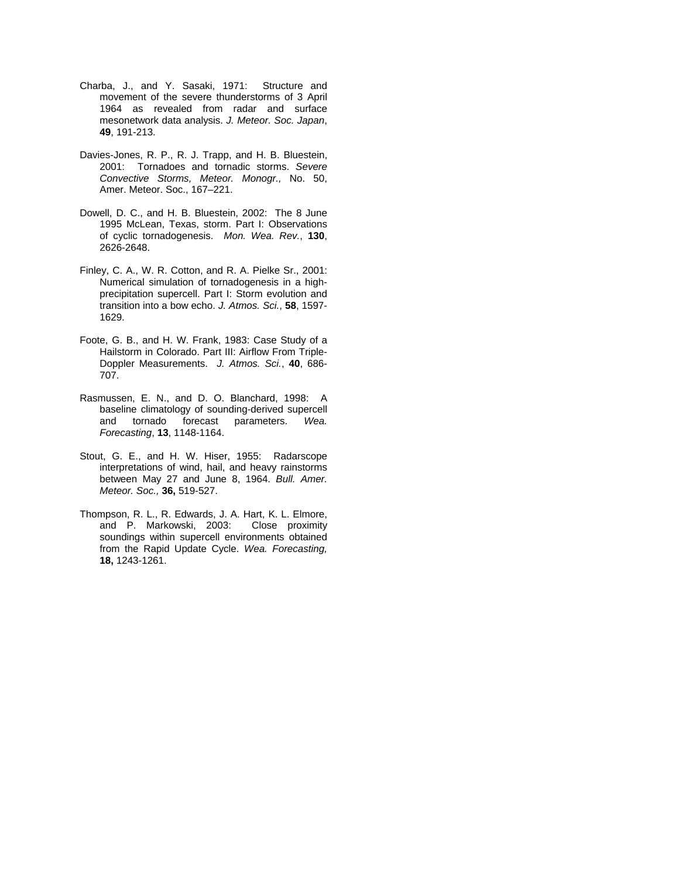Charba, J., and Y. Sasaki, 1971: Structure and movement of the severe thunderstorms of 3 April 1964 as revealed from radar and surface mesonetwork data analysis. *J. Meteor. Soc. Japan*, **49**, 191-213.

Davies-Jones, R. P., R. J. Trapp, and H. B. Bluestein, 2001: Tornadoes and tornadic storms. *Severe Convective Storms, Meteor. Monogr.,* No. 50, Amer. Meteor. Soc., 167–221.

Dowell, D. C., and H. B. Bluestein, 2002: The 8 June 1995 McLean, Texas, storm. Part I: Observations of cyclic tornadogenesis. *Mon. Wea. Rev.*, **130**, 2626-2648.

Finley, C. A., W. R. Cotton, and R. A. Pielke Sr., 2001: Numerical simulation of tornadogenesis in a high-precipitation supercell. Part I: Storm evolution and transition into a bow echo. *J. Atmos. Sci.*, **58**, 1597-1629.

Foote, G. B., and H. W. Frank, 1983: Case Study of a Hailstorm in Colorado. Part III: Airflow From Triple-Doppler Measurements. *J. Atmos. Sci.*, **40**, 686-707.

Rasmussen, E. N., and D. O. Blanchard, 1998: A baseline climatology of sounding-derived supercell and tornado forecast parameters. *Wea. Forecasting*, **13**, 1148-1164.

Stout, G. E., and H. W. Hiser, 1955: Radarscope interpretations of wind, hail, and heavy rainstorms between May 27 and June 8, 1964. *Bull. Amer. Meteor. Soc.,* **36,** 519-527.

Thompson, R. L., R. Edwards, J. A. Hart, K. L. Elmore, and P. Markowski, 2003: Close proximity soundings within supercell environments obtained from the Rapid Update Cycle. *Wea. Forecasting,* **18,** 1243-1261.